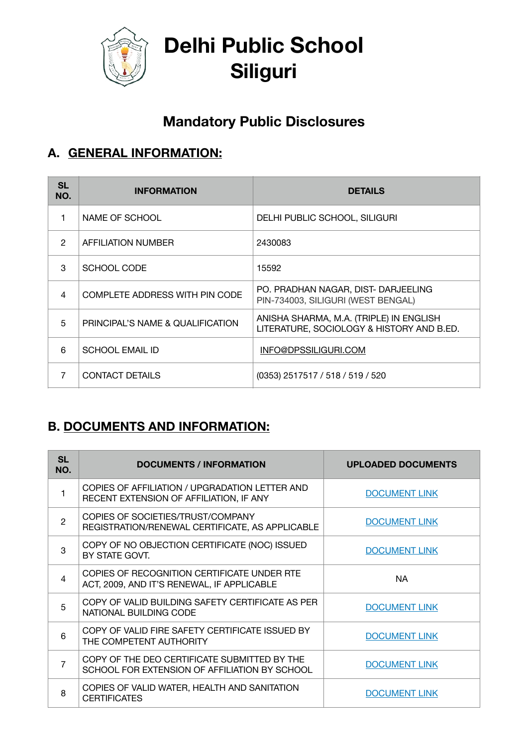# Delhi Public School
# Siliguri

## Mandatory Public Disclosures

### A. GENERAL INFORMATION:

| SL NO. | INFORMATION | DETAILS |
|---|---|---|
| 1 | NAME OF SCHOOL | DELHI PUBLIC SCHOOL, SILIGURI |
| 2 | AFFILIATION NUMBER | 2430083 |
| 3 | SCHOOL CODE | 15592 |
| 4 | COMPLETE ADDRESS WITH PIN CODE | PO. PRADHAN NAGAR, DIST- DARJEELING PIN-734003, SILIGURI (WEST BENGAL) |
| 5 | PRINCIPAL'S NAME & QUALIFICATION | ANISHA SHARMA, M.A. (TRIPLE) IN ENGLISH LITERATURE, SOCIOLOGY & HISTORY AND B.ED. |
| 6 | SCHOOL EMAIL ID | INFO@DPSSILIGURI.COM |
| 7 | CONTACT DETAILS | (0353) 2517517 / 518 / 519 / 520 |

### B. DOCUMENTS AND INFORMATION:

| SL NO. | DOCUMENTS / INFORMATION | UPLOADED DOCUMENTS |
|---|---|---|
| 1 | COPIES OF AFFILIATION / UPGRADATION LETTER AND RECENT EXTENSION OF AFFILIATION, IF ANY | DOCUMENT LINK |
| 2 | COPIES OF SOCIETIES/TRUST/COMPANY REGISTRATION/RENEWAL CERTIFICATE, AS APPLICABLE | DOCUMENT LINK |
| 3 | COPY OF NO OBJECTION CERTIFICATE (NOC) ISSUED BY STATE GOVT. | DOCUMENT LINK |
| 4 | COPIES OF RECOGNITION CERTIFICATE UNDER RTE ACT, 2009, AND IT'S RENEWAL, IF APPLICABLE | NA |
| 5 | COPY OF VALID BUILDING SAFETY CERTIFICATE AS PER NATIONAL BUILDING CODE | DOCUMENT LINK |
| 6 | COPY OF VALID FIRE SAFETY CERTIFICATE ISSUED BY THE COMPETENT AUTHORITY | DOCUMENT LINK |
| 7 | COPY OF THE DEO CERTIFICATE SUBMITTED BY THE SCHOOL FOR EXTENSION OF AFFILIATION BY SCHOOL | DOCUMENT LINK |
| 8 | COPIES OF VALID WATER, HEALTH AND SANITATION CERTIFICATES | DOCUMENT LINK |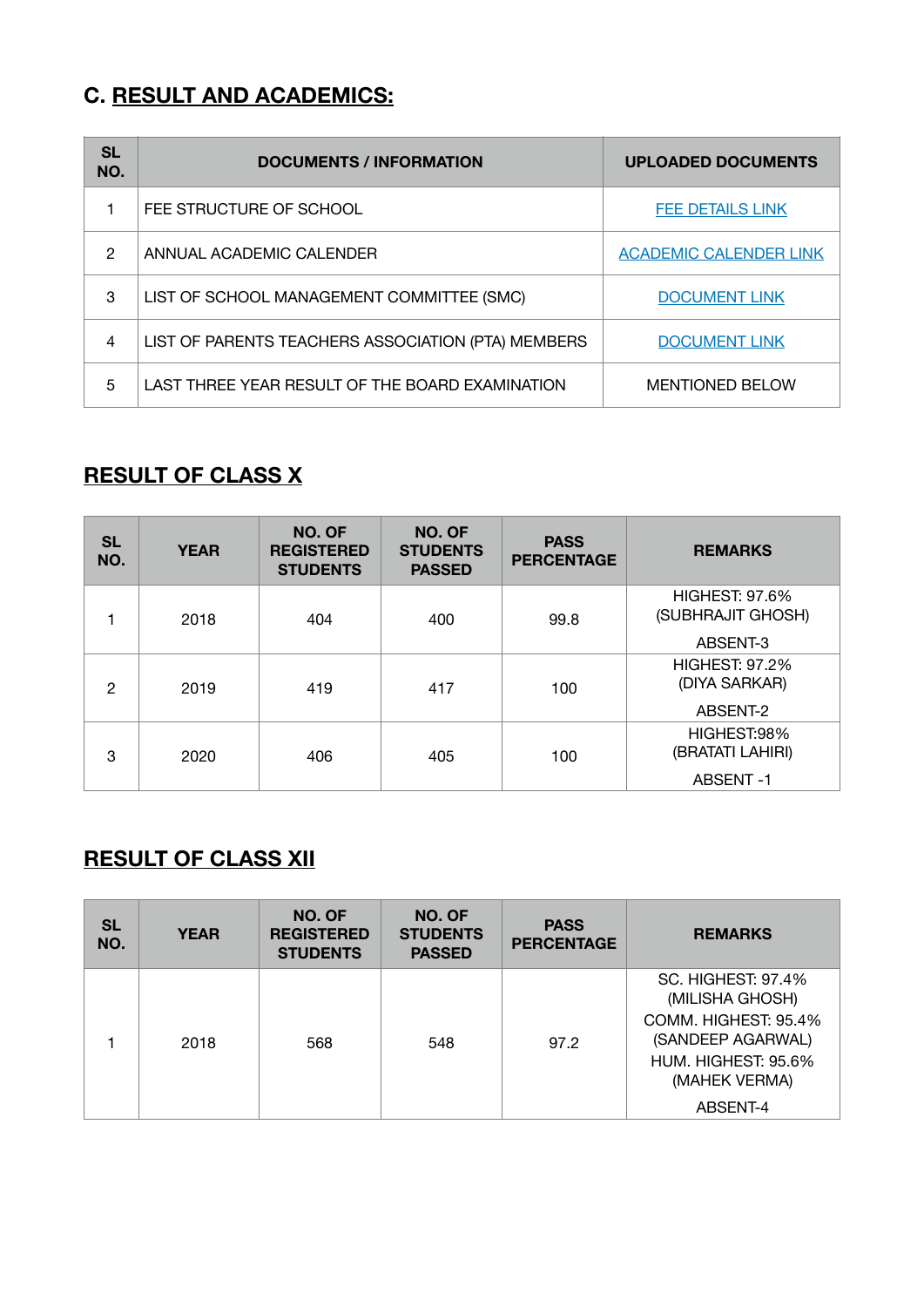## C. RESULT AND ACADEMICS:

| SL NO. | DOCUMENTS / INFORMATION | UPLOADED DOCUMENTS |
|---|---|---|
| 1 | FEE STRUCTURE OF SCHOOL | FEE DETAILS LINK |
| 2 | ANNUAL ACADEMIC CALENDER | ACADEMIC CALENDER LINK |
| 3 | LIST OF SCHOOL MANAGEMENT COMMITTEE (SMC) | DOCUMENT LINK |
| 4 | LIST OF PARENTS TEACHERS ASSOCIATION (PTA) MEMBERS | DOCUMENT LINK |
| 5 | LAST THREE YEAR RESULT OF THE BOARD EXAMINATION | MENTIONED BELOW |

## RESULT OF CLASS X

| SL NO. | YEAR | NO. OF REGISTERED STUDENTS | NO. OF STUDENTS PASSED | PASS PERCENTAGE | REMARKS |
|---|---|---|---|---|---|
| 1 | 2018 | 404 | 400 | 99.8 | HIGHEST: 97.6% (SUBHRAJIT GHOSH) ABSENT-3 |
| 2 | 2019 | 419 | 417 | 100 | HIGHEST: 97.2% (DIYA SARKAR) ABSENT-2 |
| 3 | 2020 | 406 | 405 | 100 | HIGHEST:98% (BRATATI LAHIRI) ABSENT -1 |

## RESULT OF CLASS XII

| SL NO. | YEAR | NO. OF REGISTERED STUDENTS | NO. OF STUDENTS PASSED | PASS PERCENTAGE | REMARKS |
|---|---|---|---|---|---|
| 1 | 2018 | 568 | 548 | 97.2 | SC. HIGHEST: 97.4% (MILISHA GHOSH) COMM. HIGHEST: 95.4% (SANDEEP AGARWAL) HUM. HIGHEST: 95.6% (MAHEK VERMA) ABSENT-4 |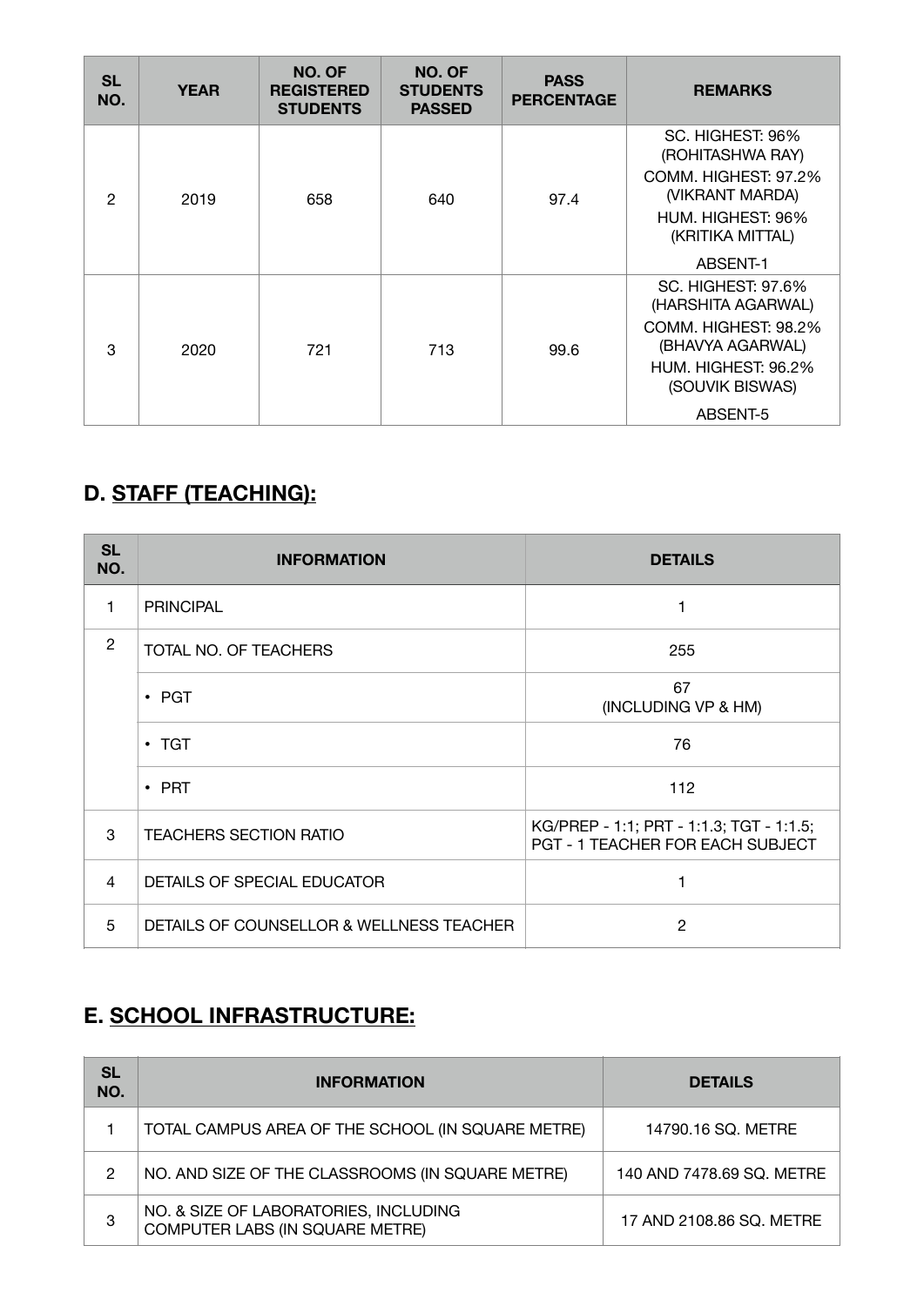| SL NO. | YEAR | NO. OF REGISTERED STUDENTS | NO. OF STUDENTS PASSED | PASS PERCENTAGE | REMARKS |
|---|---|---|---|---|---|
| 2 | 2019 | 658 | 640 | 97.4 | SC. HIGHEST: 96% (ROHITASHWA RAY)<br>COMM. HIGHEST: 97.2% (VIKRANT MARDA)<br>HUM. HIGHEST: 96% (KRITIKA MITTAL)<br>ABSENT-1 |
| 3 | 2020 | 721 | 713 | 99.6 | SC. HIGHEST: 97.6% (HARSHITA AGARWAL)<br>COMM. HIGHEST: 98.2% (BHAVYA AGARWAL)<br>HUM. HIGHEST: 96.2% (SOUVIK BISWAS)<br>ABSENT-5 |

## D. STAFF (TEACHING):

| SL NO. | INFORMATION | DETAILS |
|---|---|---|
| 1 | PRINCIPAL | 1 |
| 2 | TOTAL NO. OF TEACHERS | 255 |
| | • PGT | 67 (INCLUDING VP & HM) |
| | • TGT | 76 |
| | • PRT | 112 |
| 3 | TEACHERS SECTION RATIO | KG/PREP - 1:1; PRT - 1:1.3; TGT - 1:1.5; PGT - 1 TEACHER FOR EACH SUBJECT |
| 4 | DETAILS OF SPECIAL EDUCATOR | 1 |
| 5 | DETAILS OF COUNSELLOR & WELLNESS TEACHER | 2 |

## E. SCHOOL INFRASTRUCTURE:

| SL NO. | INFORMATION | DETAILS |
|---|---|---|
| 1 | TOTAL CAMPUS AREA OF THE SCHOOL (IN SQUARE METRE) | 14790.16 SQ. METRE |
| 2 | NO. AND SIZE OF THE CLASSROOMS (IN SQUARE METRE) | 140 AND 7478.69 SQ. METRE |
| 3 | NO. & SIZE OF LABORATORIES, INCLUDING COMPUTER LABS (IN SQUARE METRE) | 17 AND 2108.86 SQ. METRE |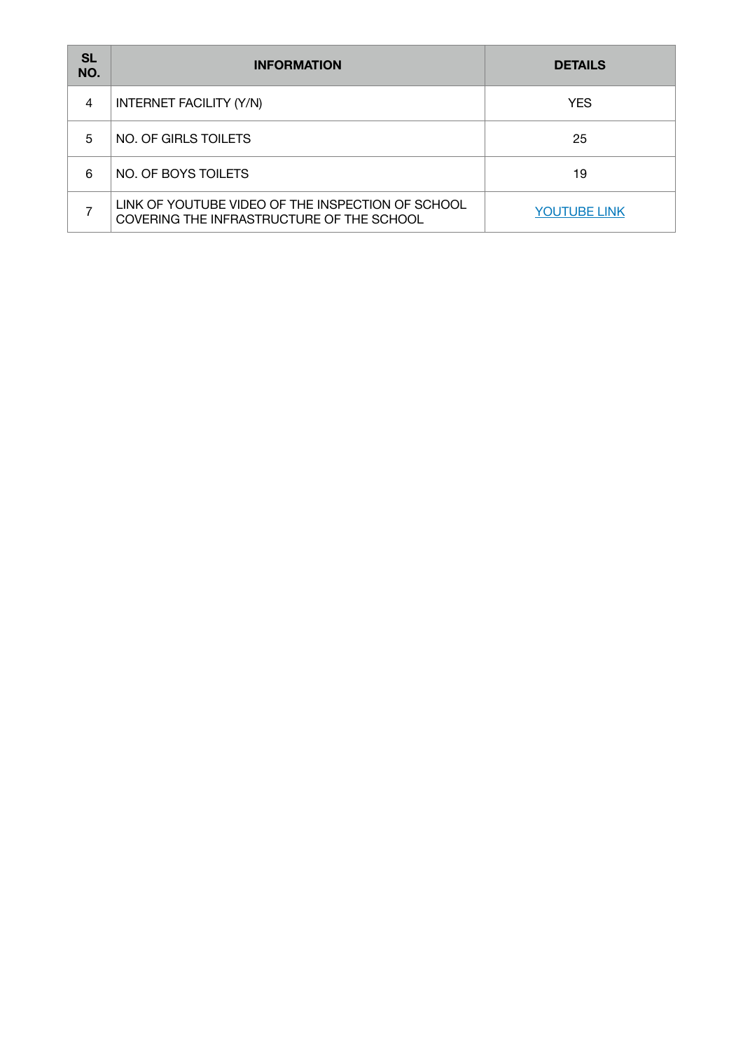| SL NO. | INFORMATION | DETAILS |
|---|---|---|
| 4 | INTERNET FACILITY (Y/N) | YES |
| 5 | NO. OF GIRLS TOILETS | 25 |
| 6 | NO. OF BOYS TOILETS | 19 |
| 7 | LINK OF YOUTUBE VIDEO OF THE INSPECTION OF SCHOOL COVERING THE INFRASTRUCTURE OF THE SCHOOL | YOUTUBE LINK |